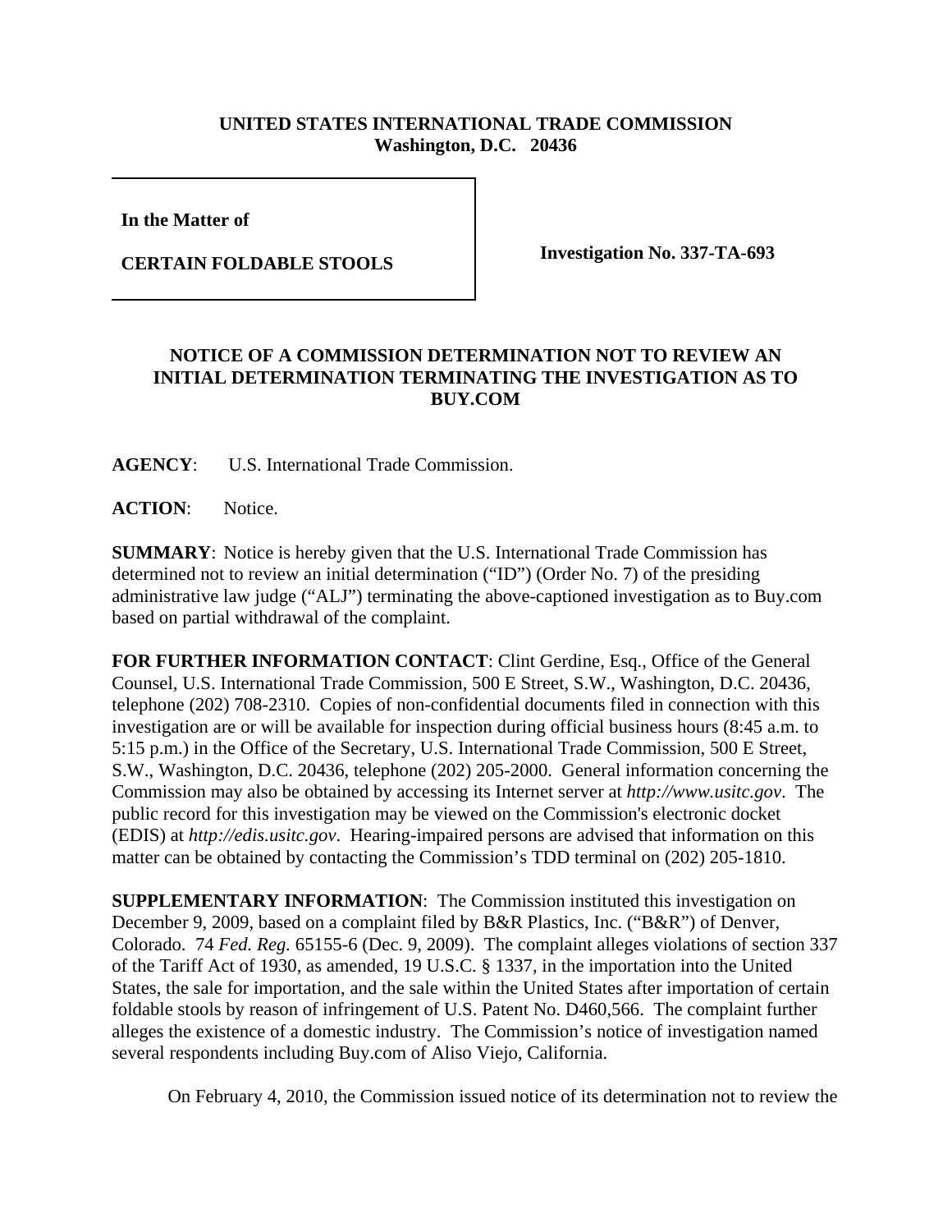**UNITED STATES INTERNATIONAL TRADE COMMISSION**
**Washington, D.C. 20436**

**In the Matter of**

**CERTAIN FOLDABLE STOOLS**

**Investigation No. 337-TA-693**

## NOTICE OF A COMMISSION DETERMINATION NOT TO REVIEW AN INITIAL DETERMINATION TERMINATING THE INVESTIGATION AS TO BUY.COM

**AGENCY**: U.S. International Trade Commission.

**ACTION**: Notice.

**SUMMARY**: Notice is hereby given that the U.S. International Trade Commission has determined not to review an initial determination ("ID") (Order No. 7) of the presiding administrative law judge ("ALJ") terminating the above-captioned investigation as to Buy.com based on partial withdrawal of the complaint.

**FOR FURTHER INFORMATION CONTACT**: Clint Gerdine, Esq., Office of the General Counsel, U.S. International Trade Commission, 500 E Street, S.W., Washington, D.C. 20436, telephone (202) 708-2310. Copies of non-confidential documents filed in connection with this investigation are or will be available for inspection during official business hours (8:45 a.m. to 5:15 p.m.) in the Office of the Secretary, U.S. International Trade Commission, 500 E Street, S.W., Washington, D.C. 20436, telephone (202) 205-2000. General information concerning the Commission may also be obtained by accessing its Internet server at *http://www.usitc.gov*. The public record for this investigation may be viewed on the Commission's electronic docket (EDIS) at *http://edis.usitc.gov*. Hearing-impaired persons are advised that information on this matter can be obtained by contacting the Commission's TDD terminal on (202) 205-1810.

**SUPPLEMENTARY INFORMATION**: The Commission instituted this investigation on December 9, 2009, based on a complaint filed by B&R Plastics, Inc. ("B&R") of Denver, Colorado. 74 *Fed. Reg.* 65155-6 (Dec. 9, 2009). The complaint alleges violations of section 337 of the Tariff Act of 1930, as amended, 19 U.S.C. § 1337, in the importation into the United States, the sale for importation, and the sale within the United States after importation of certain foldable stools by reason of infringement of U.S. Patent No. D460,566. The complaint further alleges the existence of a domestic industry. The Commission's notice of investigation named several respondents including Buy.com of Aliso Viejo, California.

On February 4, 2010, the Commission issued notice of its determination not to review the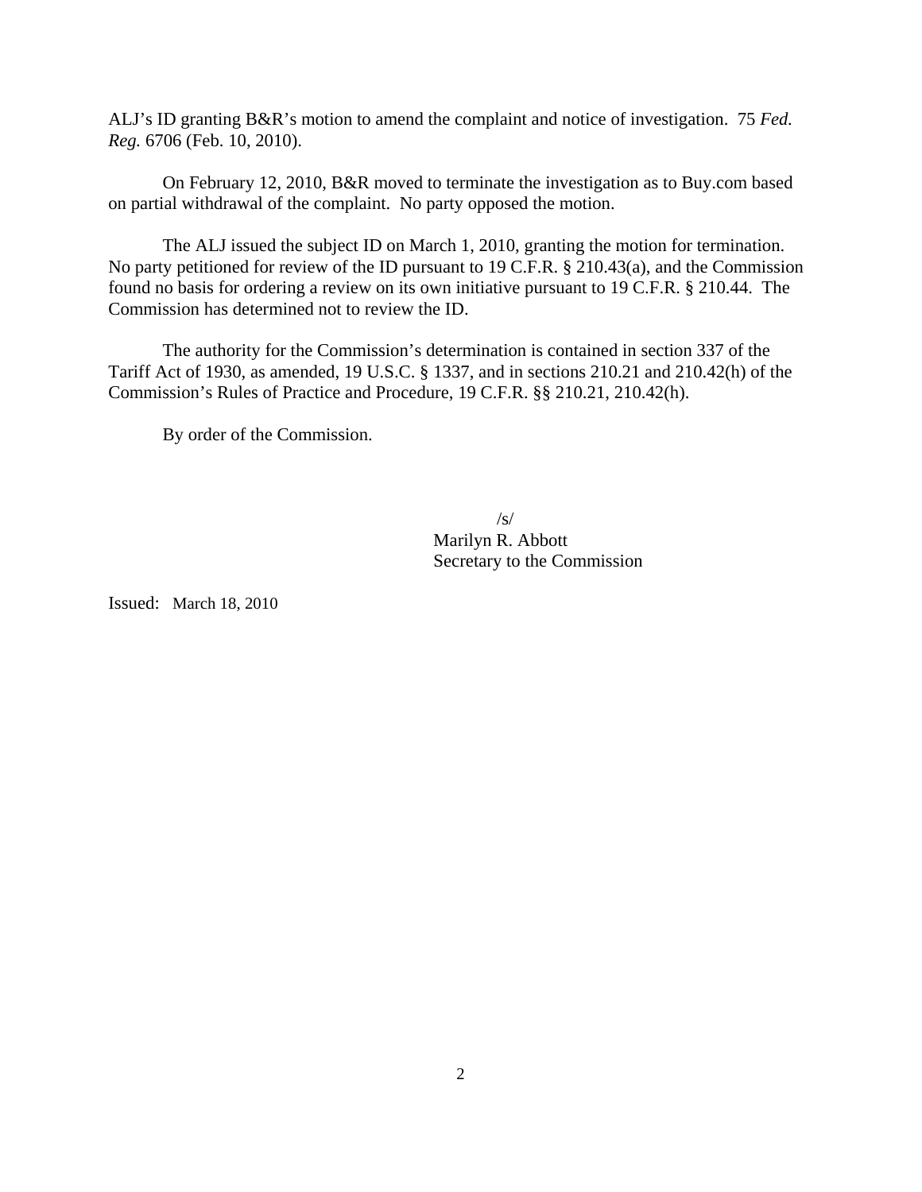ALJ's ID granting B&R's motion to amend the complaint and notice of investigation. 75 *Fed. Reg.* 6706 (Feb. 10, 2010).

On February 12, 2010, B&R moved to terminate the investigation as to Buy.com based on partial withdrawal of the complaint. No party opposed the motion.

The ALJ issued the subject ID on March 1, 2010, granting the motion for termination. No party petitioned for review of the ID pursuant to 19 C.F.R. § 210.43(a), and the Commission found no basis for ordering a review on its own initiative pursuant to 19 C.F.R. § 210.44. The Commission has determined not to review the ID.

The authority for the Commission's determination is contained in section 337 of the Tariff Act of 1930, as amended, 19 U.S.C. § 1337, and in sections 210.21 and 210.42(h) of the Commission's Rules of Practice and Procedure, 19 C.F.R. §§ 210.21, 210.42(h).

By order of the Commission.

/s/
Marilyn R. Abbott
Secretary to the Commission

Issued: March 18, 2010